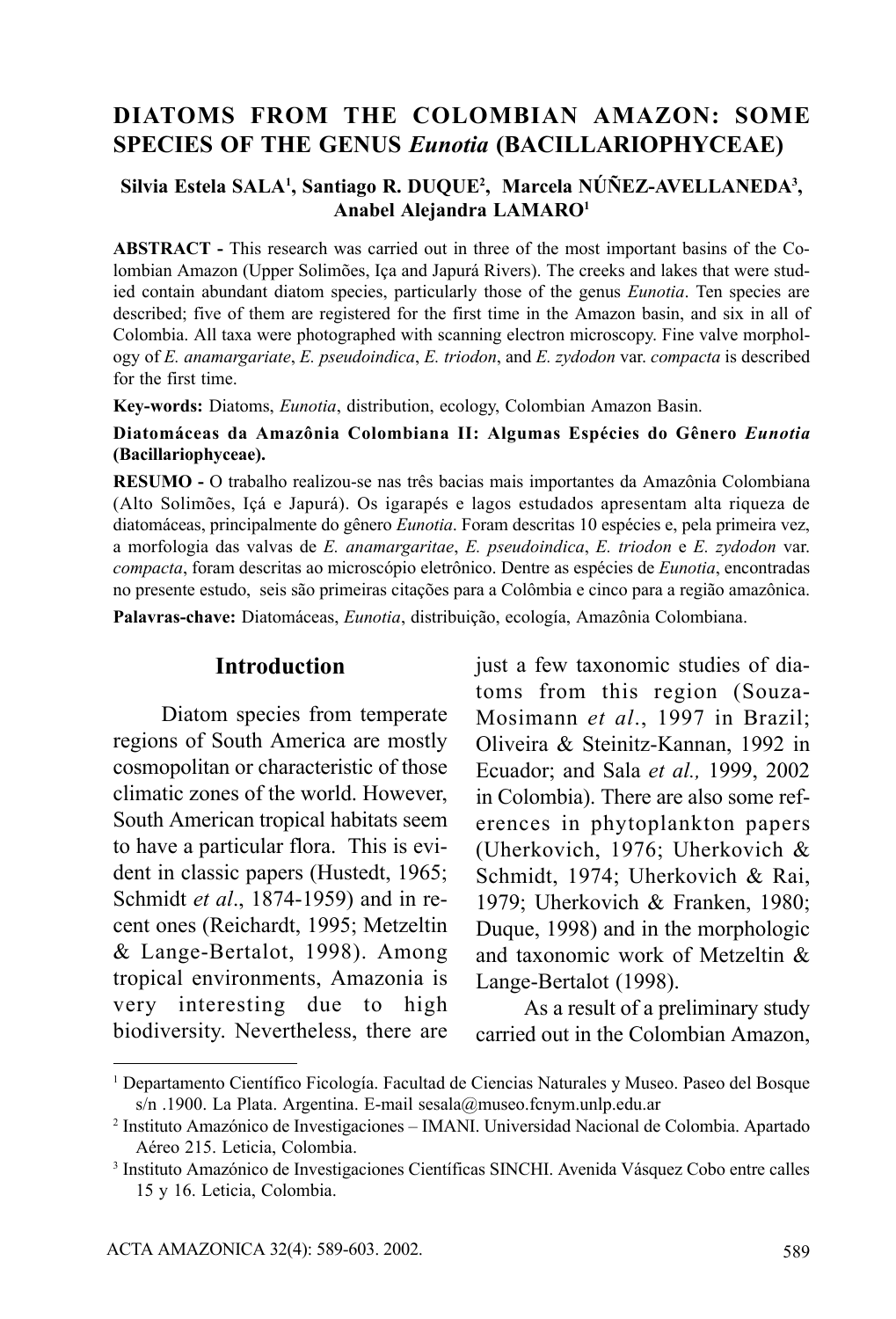# DIATOMS FROM THE COLOMBIAN AMAZON: SOME SPECIES OF THE GENUS *Eunotia* (BACILLARIOPHYCEAE)

**Silvia Estela SALA[1], Santiago R. DUQUE[2], Marcela NÚÑEZ-AVELLANEDA[3], Anabel Alejandra LAMARO[1]**

**ABSTRACT -** This research was carried out in three of the most important basins of the Colombian Amazon (Upper Solimões, Içа and Japurá Rivers). The creeks and lakes that were studied contain abundant diatom species, particularly those of the genus *Eunotia*. Ten species are described; five of them are registered for the first time in the Amazon basin, and six in all of Colombia. All taxa were photographed with scanning electron microscopy. Fine valve morphology of *E. anamargariate*, *E. pseudoindica*, *E. triodon*, and *E. zydodon* var. *compacta* is described for the first time.

**Key-words:** Diatoms, *Eunotia*, distribution, ecology, Colombian Amazon Basin.

**Diatomáceas da Amazônia Colombiana II: Algumas Espécies do Gênero *Eunotia* (Bacillariophyceae).**

**RESUMO -** O trabalho realizou-se nas três bacias mais importantes da Amazônia Colombiana (Alto Solimões, Içá e Japurá). Os igarapés e lagos estudados apresentam alta riqueza de diatomáceas, principalmente do gênero *Eunotia*. Foram descritas 10 espécies e, pela primeira vez, a morfologia das valvas de *E. anamargaritae*, *E. pseudoindica*, *E. triodon* e *E. zydodon* var. *compacta*, foram descritas ao microscópio eletrônico. Dentre as espécies de *Eunotia*, encontradas no presente estudo, seis são primeiras citações para a Colômbia e cinco para a região amazônica.

**Palavras-chave:** Diatomáceas, *Eunotia*, distribuição, ecología, Amazônia Colombiana.

## Introduction

Diatom species from temperate regions of South America are mostly cosmopolitan or characteristic of those climatic zones of the world. However, South American tropical habitats seem to have a particular flora. This is evident in classic papers (Hustedt, 1965; Schmidt *et al*., 1874-1959) and in recent ones (Reichardt, 1995; Metzeltin & Lange-Bertalot, 1998). Among tropical environments, Amazonia is very interesting due to high biodiversity. Nevertheless, there are just a few taxonomic studies of diatoms from this region (Souza-Mosimann *et al*., 1997 in Brazil; Oliveira & Steinitz-Kannan, 1992 in Ecuador; and Sala *et al.,* 1999, 2002 in Colombia). There are also some references in phytoplankton papers (Uherkovich, 1976; Uherkovich & Schmidt, 1974; Uherkovich & Rai, 1979; Uherkovich & Franken, 1980; Duque, 1998) and in the morphologic and taxonomic work of Metzeltin & Lange-Bertalot (1998).

As a result of a preliminary study carried out in the Colombian Amazon,

---

[1] Departamento Científico Ficología. Facultad de Ciencias Naturales y Museo. Paseo del Bosque s/n .1900. La Plata. Argentina. E-mail sesala@museo.fcnym.unlp.edu.ar

[2] Instituto Amazónico de Investigaciones – IMANI. Universidad Nacional de Colombia. Apartado Aéreo 215. Leticia, Colombia.

[3] Instituto Amazónico de Investigaciones Científicas SINCHI. Avenida Vásquez Cobo entre calles 15 y 16. Leticia, Colombia.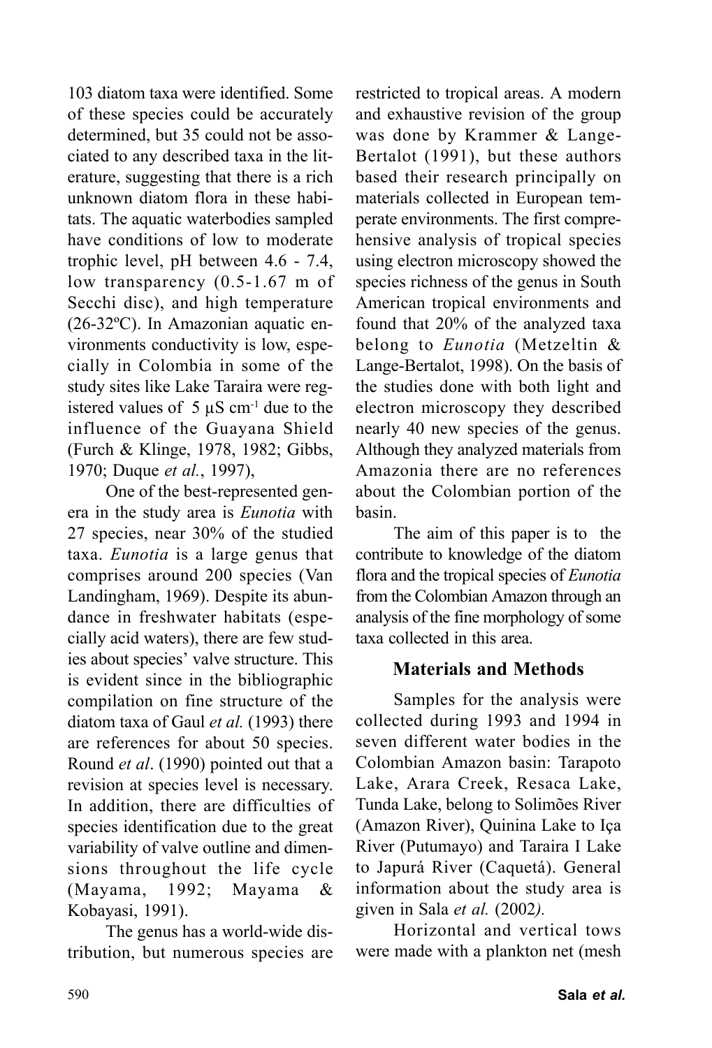103 diatom taxa were identified. Some of these species could be accurately determined, but 35 could not be associated to any described taxa in the literature, suggesting that there is a rich unknown diatom flora in these habitats. The aquatic waterbodies sampled have conditions of low to moderate trophic level, pH between 4.6 - 7.4, low transparency (0.5-1.67 m of Secchi disc), and high temperature (26-32ºC). In Amazonian aquatic environments conductivity is low, especially in Colombia in some of the study sites like Lake Taraira were registered values of $5\ \mu S\ cm^{-1}$ due to the influence of the Guayana Shield (Furch & Klinge, 1978, 1982; Gibbs, 1970; Duque *et al.*, 1997),

One of the best-represented genera in the study area is *Eunotia* with 27 species, near 30% of the studied taxa. *Eunotia* is a large genus that comprises around 200 species (Van Landingham, 1969). Despite its abundance in freshwater habitats (especially acid waters), there are few studies about species' valve structure. This is evident since in the bibliographic compilation on fine structure of the diatom taxa of Gaul *et al.* (1993) there are references for about 50 species. Round *et al*. (1990) pointed out that a revision at species level is necessary. In addition, there are difficulties of species identification due to the great variability of valve outline and dimensions throughout the life cycle (Mayama, 1992; Mayama & Kobayasi, 1991).

The genus has a world-wide distribution, but numerous species are restricted to tropical areas. A modern and exhaustive revision of the group was done by Krammer & Lange-Bertalot (1991), but these authors based their research principally on materials collected in European temperate environments. The first comprehensive analysis of tropical species using electron microscopy showed the species richness of the genus in South American tropical environments and found that 20% of the analyzed taxa belong to *Eunotia* (Metzeltin & Lange-Bertalot, 1998). On the basis of the studies done with both light and electron microscopy they described nearly 40 new species of the genus. Although they analyzed materials from Amazonia there are no references about the Colombian portion of the basin.

The aim of this paper is to the contribute to knowledge of the diatom flora and the tropical species of *Eunotia* from the Colombian Amazon through an analysis of the fine morphology of some taxa collected in this area.

## Materials and Methods

Samples for the analysis were collected during 1993 and 1994 in seven different water bodies in the Colombian Amazon basin: Tarapoto Lake, Arara Creek, Resaca Lake, Tunda Lake, belong to Solimões River (Amazon River), Quinina Lake to Iça River (Putumayo) and Taraira I Lake to Japurá River (Caquetá). General information about the study area is given in Sala *et al.* (2002*).*

Horizontal and vertical tows were made with a plankton net (mesh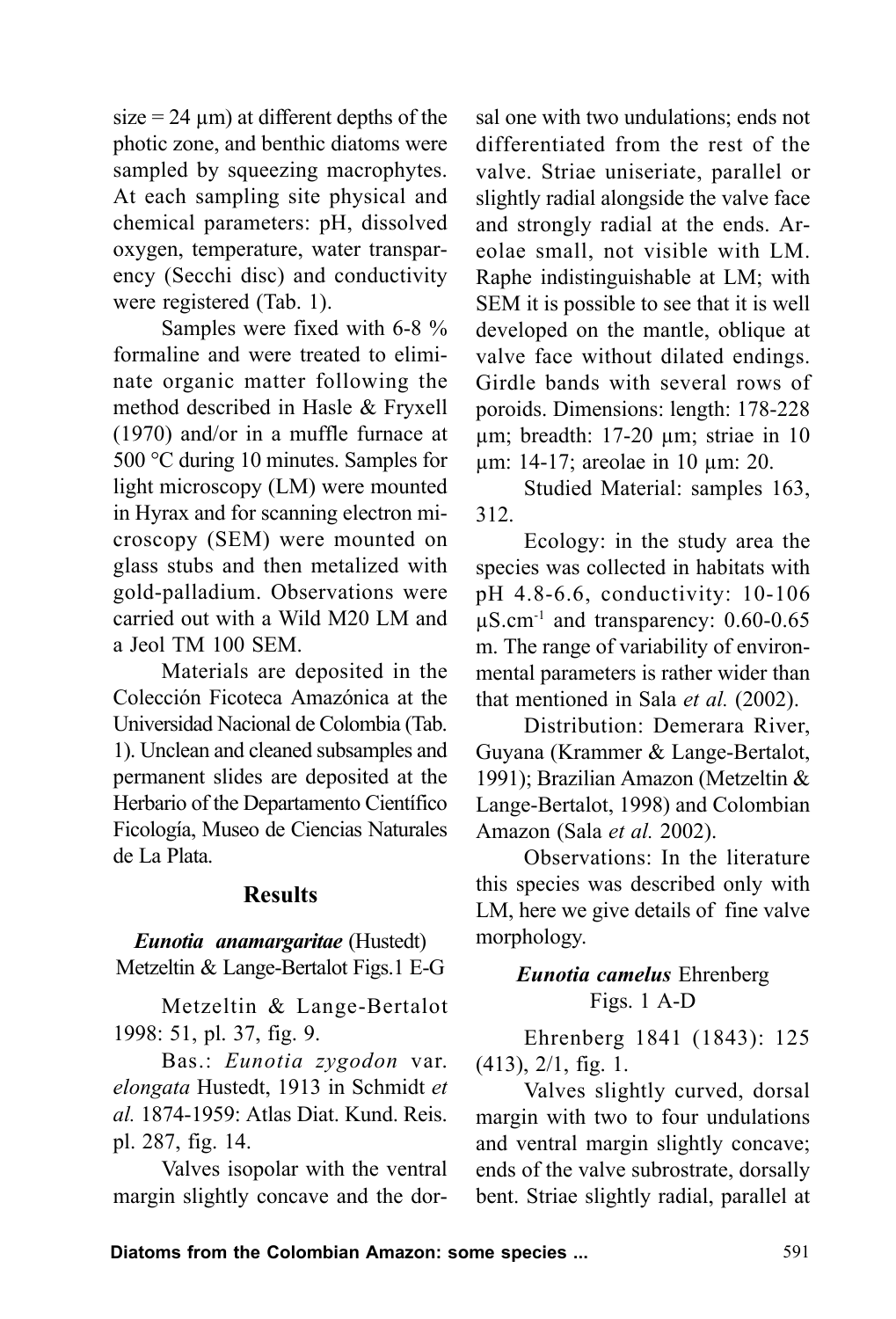size = 24 µm) at different depths of the photic zone, and benthic diatoms were sampled by squeezing macrophytes. At each sampling site physical and chemical parameters: pH, dissolved oxygen, temperature, water transparency (Secchi disc) and conductivity were registered (Tab. 1).

Samples were fixed with 6-8 % formaline and were treated to eliminate organic matter following the method described in Hasle & Fryxell (1970) and/or in a muffle furnace at 500 °C during 10 minutes. Samples for light microscopy (LM) were mounted in Hyrax and for scanning electron microscopy (SEM) were mounted on glass stubs and then metalized with gold-palladium. Observations were carried out with a Wild M20 LM and a Jeol TM 100 SEM.

Materials are deposited in the Colección Ficoteca Amazónica at the Universidad Nacional de Colombia (Tab. 1). Unclean and cleaned subsamples and permanent slides are deposited at the Herbario of the Departamento Científico Ficología, Museo de Ciencias Naturales de La Plata.

## Results

***Eunotia anamargaritae*** (Hustedt) Metzeltin & Lange-Bertalot Figs.1 E-G

Metzeltin & Lange-Bertalot 1998: 51, pl. 37, fig. 9.

Bas.: *Eunotia zygodon* var. *elongata* Hustedt, 1913 in Schmidt *et al.* 1874-1959: Atlas Diat. Kund. Reis. pl. 287, fig. 14.

Valves isopolar with the ventral margin slightly concave and the dorsal one with two undulations; ends not differentiated from the rest of the valve. Striae uniseriate, parallel or slightly radial alongside the valve face and strongly radial at the ends. Areolae small, not visible with LM. Raphe indistinguishable at LM; with SEM it is possible to see that it is well developed on the mantle, oblique at valve face without dilated endings. Girdle bands with several rows of poroids. Dimensions: length: 178-228 µm; breadth: 17-20 µm; striae in 10 µm: 14-17; areolae in 10 µm: 20.

Studied Material: samples 163, 312.

Ecology: in the study area the species was collected in habitats with pH 4.8-6.6, conductivity: 10-106 $\mu S.cm^{-1}$ and transparency: 0.60-0.65 m. The range of variability of environmental parameters is rather wider than that mentioned in Sala *et al.* (2002).

Distribution: Demerara River, Guyana (Krammer & Lange-Bertalot, 1991); Brazilian Amazon (Metzeltin & Lange-Bertalot, 1998) and Colombian Amazon (Sala *et al.* 2002).

Observations: In the literature this species was described only with LM, here we give details of fine valve morphology.

***Eunotia camelus*** Ehrenberg Figs. 1 A-D

Ehrenberg 1841 (1843): 125 (413), 2/1, fig. 1.

Valves slightly curved, dorsal margin with two to four undulations and ventral margin slightly concave; ends of the valve subrostrate, dorsally bent. Striae slightly radial, parallel at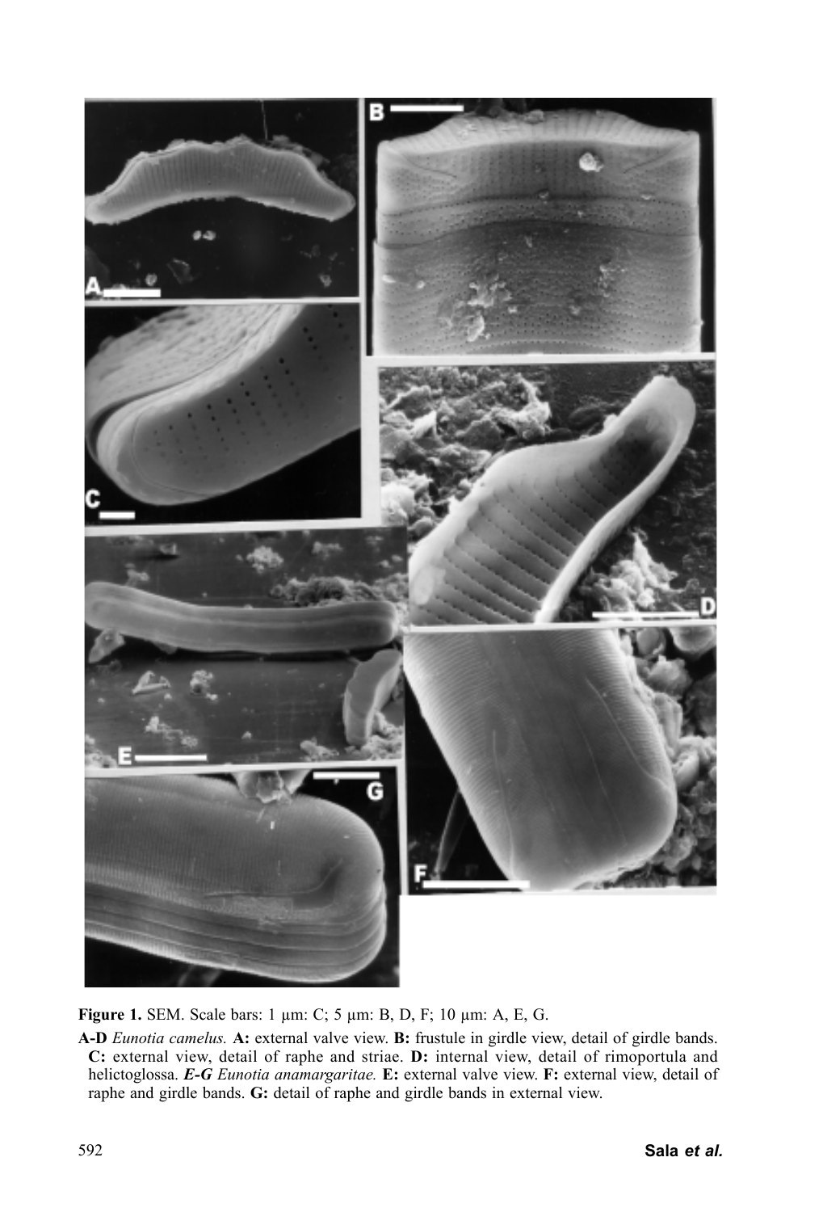**Figure 1.** SEM. Scale bars: 1 µm: C; 5 µm: B, D, F; 10 µm: A, E, G.

**A-D** *Eunotia camelus.* **A:** external valve view. **B:** frustule in girdle view, detail of girdle bands. **C:** external view, detail of raphe and striae. **D:** internal view, detail of rimoportula and helictoglossa. ***E-G*** ***Eunotia anamargaritae.*** **E:** external valve view. **F:** external view, detail of raphe and girdle bands. **G:** detail of raphe and girdle bands in external view.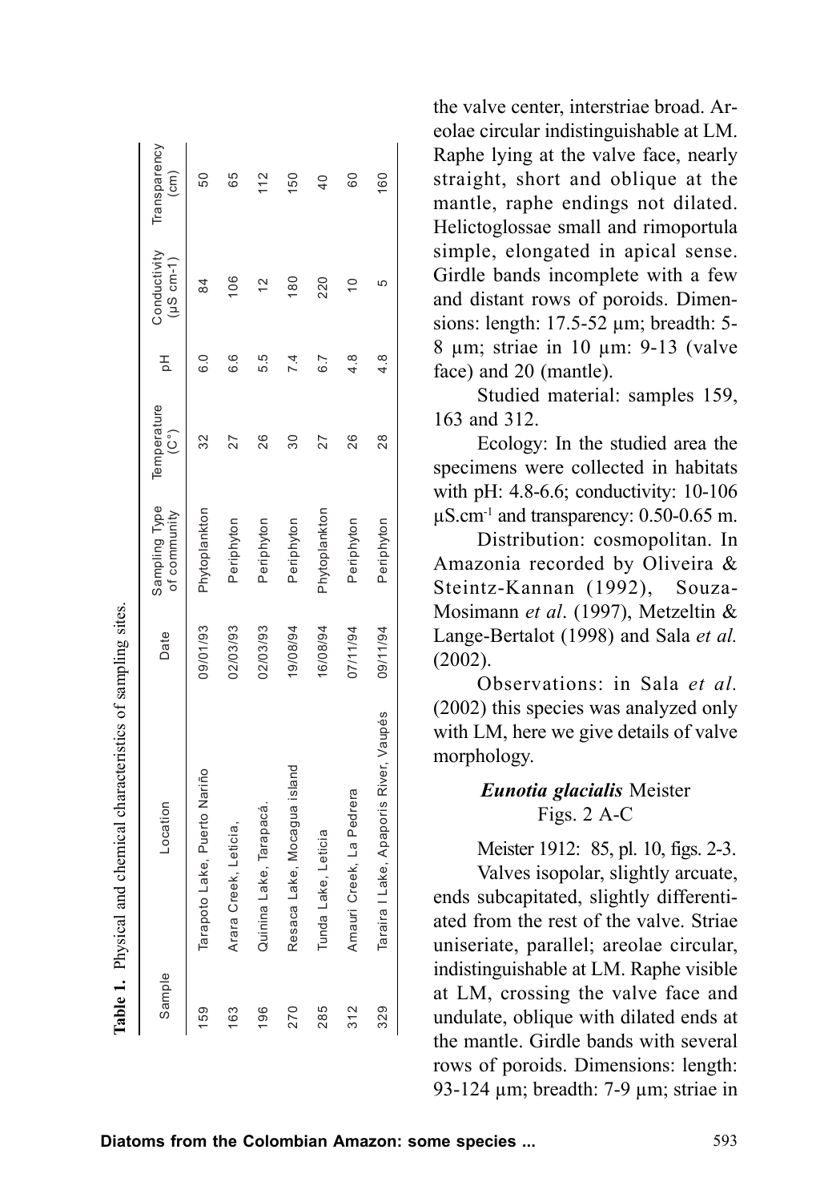**Table 1.** Physical and chemical characteristics of sampling sites.

| Sample | Location | Date | Sampling Type of community | Temperature (C°) | pH | Conductivity (µS cm-1) | Transparency (cm) |
|---|---|---|---|---|---|---|---|
| 159 | Tarapoto Lake, Puerto Nariño | 09/01/93 | Phytoplankton | 32 | 6.0 | 84 | 50 |
| 163 | Arara Creek, Leticia, | 02/03/93 | Periphyton | 27 | 6.6 | 106 | 65 |
| 196 | Quinina Lake, Tarapacá. | 02/03/93 | Periphyton | 26 | 5.5 | 12 | 112 |
| 270 | Resaca Lake, Mocagua island | 19/08/94 | Periphyton | 30 | 7.4 | 180 | 150 |
| 285 | Tunda Lake, Leticia | 16/08/94 | Phytoplankton | 27 | 6.7 | 220 | 40 |
| 312 | Amauri Creek, La Pedrera | 07/11/94 | Periphyton | 26 | 4.8 | 10 | 60 |
| 329 | Taraira I Lake, Apaporis River, Vaupés | 09/11/94 | Periphyton | 28 | 4.8 | 5 | 160 |

the valve center, interstriae broad. Areolae circular indistinguishable at LM. Raphe lying at the valve face, nearly straight, short and oblique at the mantle, raphe endings not dilated. Helictoglossae small and rimoportula simple, elongated in apical sense. Girdle bands incomplete with a few and distant rows of poroids. Dimensions: length: 17.5-52 µm; breadth: 5-8 µm; striae in 10 µm: 9-13 (valve face) and 20 (mantle).

Studied material: samples 159, 163 and 312.

Ecology: In the studied area the specimens were collected in habitats with pH: 4.8-6.6; conductivity: 10-106 $\mu S.cm^{-1}$ and transparency: 0.50-0.65 m.

Distribution: cosmopolitan. In Amazonia recorded by Oliveira & Steintz-Kannan (1992), Souza-Mosimann *et al*. (1997), Metzeltin & Lange-Bertalot (1998) and Sala *et al.* (2002).

Observations: in Sala *et al.* (2002) this species was analyzed only with LM, here we give details of valve morphology.

### *Eunotia glacialis* Meister
Figs. 2 A-C

Meister 1912: 85, pl. 10, figs. 2-3.

Valves isopolar, slightly arcuate, ends subcapitated, slightly differentiated from the rest of the valve. Striae uniseriate, parallel; areolae circular, indistinguishable at LM. Raphe visible at LM, crossing the valve face and undulate, oblique with dilated ends at the mantle. Girdle bands with several rows of poroids. Dimensions: length: 93-124 µm; breadth: 7-9 µm; striae in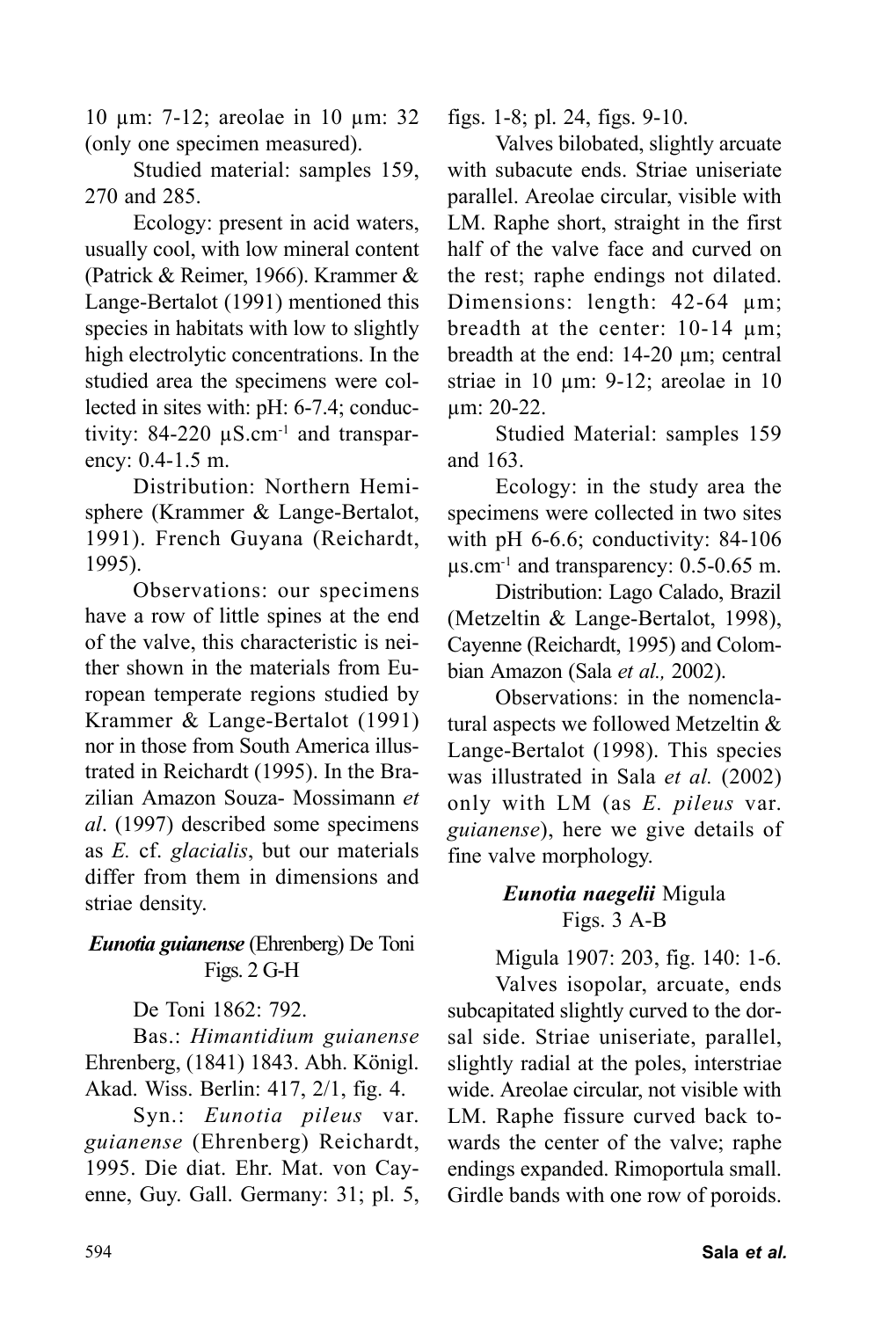10 µm: 7-12; areolae in 10 µm: 32 (only one specimen measured).

Studied material: samples 159, 270 and 285.

Ecology: present in acid waters, usually cool, with low mineral content (Patrick & Reimer, 1966). Krammer & Lange-Bertalot (1991) mentioned this species in habitats with low to slightly high electrolytic concentrations. In the studied area the specimens were collected in sites with: pH: 6-7.4; conductivity: 84-220 $\mu S.cm^{-1}$ and transparency: 0.4-1.5 m.

Distribution: Northern Hemisphere (Krammer & Lange-Bertalot, 1991). French Guyana (Reichardt, 1995).

Observations: our specimens have a row of little spines at the end of the valve, this characteristic is neither shown in the materials from European temperate regions studied by Krammer & Lange-Bertalot (1991) nor in those from South America illustrated in Reichardt (1995). In the Brazilian Amazon Souza- Mossimann *et al*. (1997) described some specimens as *E.* cf. *glacialis*, but our materials differ from them in dimensions and striae density.

***Eunotia guianense*** **(Ehrenberg) De Toni**
Figs. 2 G-H

De Toni 1862: 792.

Bas.: *Himantidium guianense* Ehrenberg, (1841) 1843. Abh. Königl. Akad. Wiss. Berlin: 417, 2/1, fig. 4.

Syn.: *Eunotia pileus* var. *guianense* (Ehrenberg) Reichardt, 1995. Die diat. Ehr. Mat. von Cayenne, Guy. Gall. Germany: 31; pl. 5, figs. 1-8; pl. 24, figs. 9-10.

Valves bilobated, slightly arcuate with subacute ends. Striae uniseriate parallel. Areolae circular, visible with LM. Raphe short, straight in the first half of the valve face and curved on the rest; raphe endings not dilated. Dimensions: length: 42-64 µm; breadth at the center: 10-14 µm; breadth at the end: 14-20 µm; central striae in 10 µm: 9-12; areolae in 10 µm: 20-22.

Studied Material: samples 159 and 163.

Ecology: in the study area the specimens were collected in two sites with pH 6-6.6; conductivity: 84-106 $\mu s.cm^{-1}$ and transparency: 0.5-0.65 m.

Distribution: Lago Calado, Brazil (Metzeltin & Lange-Bertalot, 1998), Cayenne (Reichardt, 1995) and Colombian Amazon (Sala *et al.,* 2002).

Observations: in the nomenclatural aspects we followed Metzeltin & Lange-Bertalot (1998). This species was illustrated in Sala *et al.* (2002) only with LM (as *E. pileus* var. *guianense*), here we give details of fine valve morphology.

***Eunotia naegelii*** **Migula**
Figs. 3 A-B

Migula 1907: 203, fig. 140: 1-6.

Valves isopolar, arcuate, ends subcapitated slightly curved to the dorsal side. Striae uniseriate, parallel, slightly radial at the poles, interstriae wide. Areolae circular, not visible with LM. Raphe fissure curved back towards the center of the valve; raphe endings expanded. Rimoportula small. Girdle bands with one row of poroids.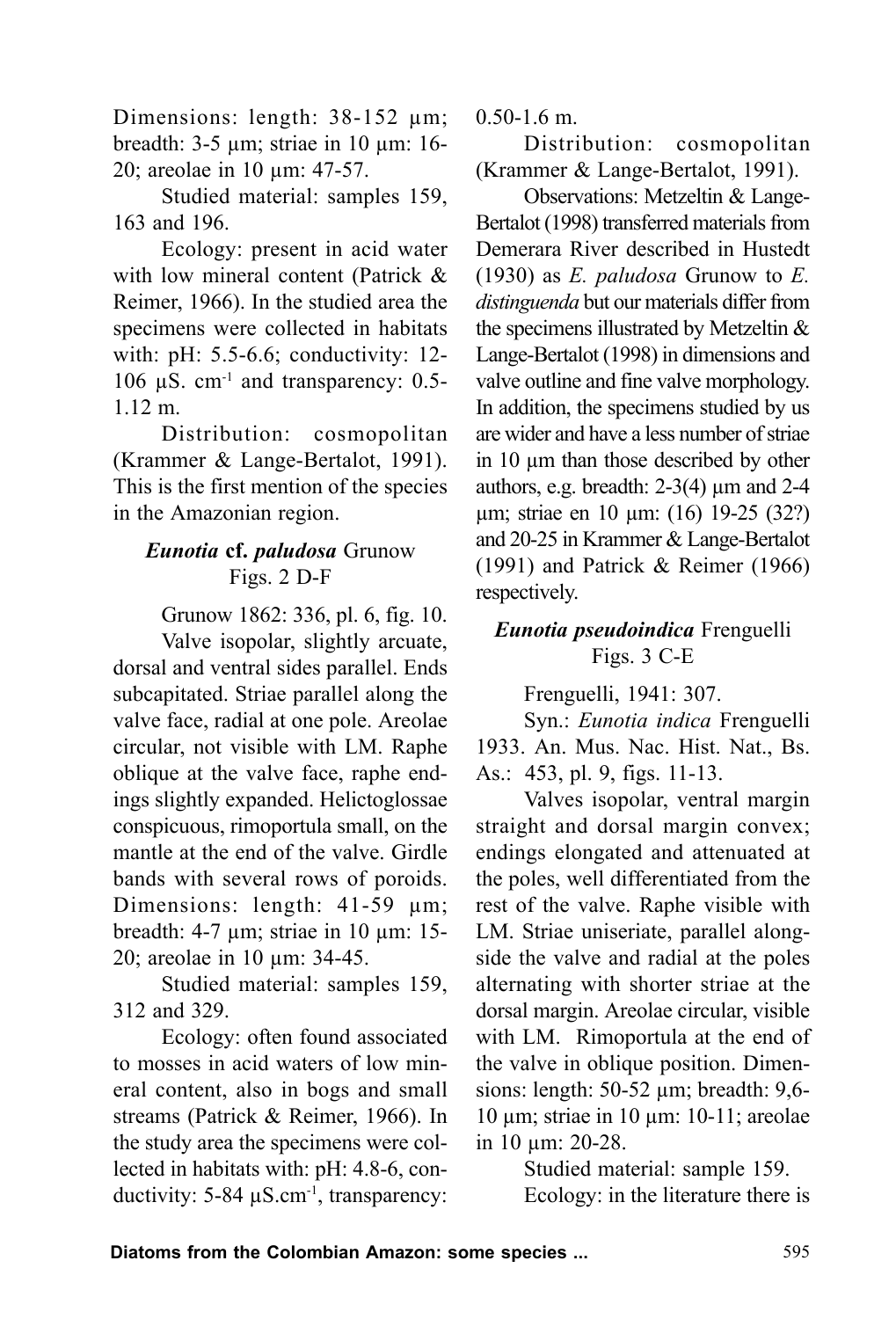Dimensions: length: 38-152 µm; breadth: 3-5 µm; striae in 10 µm: 16-20; areolae in 10 µm: 47-57.

Studied material: samples 159, 163 and 196.

Ecology: present in acid water with low mineral content (Patrick & Reimer, 1966). In the studied area the specimens were collected in habitats with: pH: 5.5-6.6; conductivity: 12-106 µS. $cm^{-1}$ and transparency: 0.5-1.12 m.

Distribution: cosmopolitan (Krammer & Lange-Bertalot, 1991). This is the first mention of the species in the Amazonian region.

### *Eunotia* cf. *paludosa* Grunow
Figs. 2 D-F

Grunow 1862: 336, pl. 6, fig. 10.

Valve isopolar, slightly arcuate, dorsal and ventral sides parallel. Ends subcapitated. Striae parallel along the valve face, radial at one pole. Areolae circular, not visible with LM. Raphe oblique at the valve face, raphe endings slightly expanded. Helictoglossae conspicuous, rimoportula small, on the mantle at the end of the valve. Girdle bands with several rows of poroids. Dimensions: length: 41-59 µm; breadth: 4-7 µm; striae in 10 µm: 15-20; areolae in 10 µm: 34-45.

Studied material: samples 159, 312 and 329.

Ecology: often found associated to mosses in acid waters of low mineral content, also in bogs and small streams (Patrick & Reimer, 1966). In the study area the specimens were collected in habitats with: pH: 4.8-6, conductivity: 5-84 µS.$cm^{-1}$, transparency: 0.50-1.6 m.

Distribution: cosmopolitan (Krammer & Lange-Bertalot, 1991).

Observations: Metzeltin & Lange-Bertalot (1998) transferred materials from Demerara River described in Hustedt (1930) as *E. paludosa* Grunow to *E. distinguenda* but our materials differ from the specimens illustrated by Metzeltin & Lange-Bertalot (1998) in dimensions and valve outline and fine valve morphology. In addition, the specimens studied by us are wider and have a less number of striae in 10 µm than those described by other authors, e.g. breadth: 2-3(4) µm and 2-4 µm; striae en 10 µm: (16) 19-25 (32?) and 20-25 in Krammer & Lange-Bertalot (1991) and Patrick & Reimer (1966) respectively.

### *Eunotia pseudoindica* Frenguelli
Figs. 3 C-E

Frenguelli, 1941: 307.

Syn.: *Eunotia indica* Frenguelli 1933. An. Mus. Nac. Hist. Nat., Bs. As.: 453, pl. 9, figs. 11-13.

Valves isopolar, ventral margin straight and dorsal margin convex; endings elongated and attenuated at the poles, well differentiated from the rest of the valve. Raphe visible with LM. Striae uniseriate, parallel alongside the valve and radial at the poles alternating with shorter striae at the dorsal margin. Areolae circular, visible with LM. Rimoportula at the end of the valve in oblique position. Dimensions: length: 50-52 µm; breadth: 9,6-10 µm; striae in 10 µm: 10-11; areolae in 10 µm: 20-28.

Studied material: sample 159.

Ecology: in the literature there is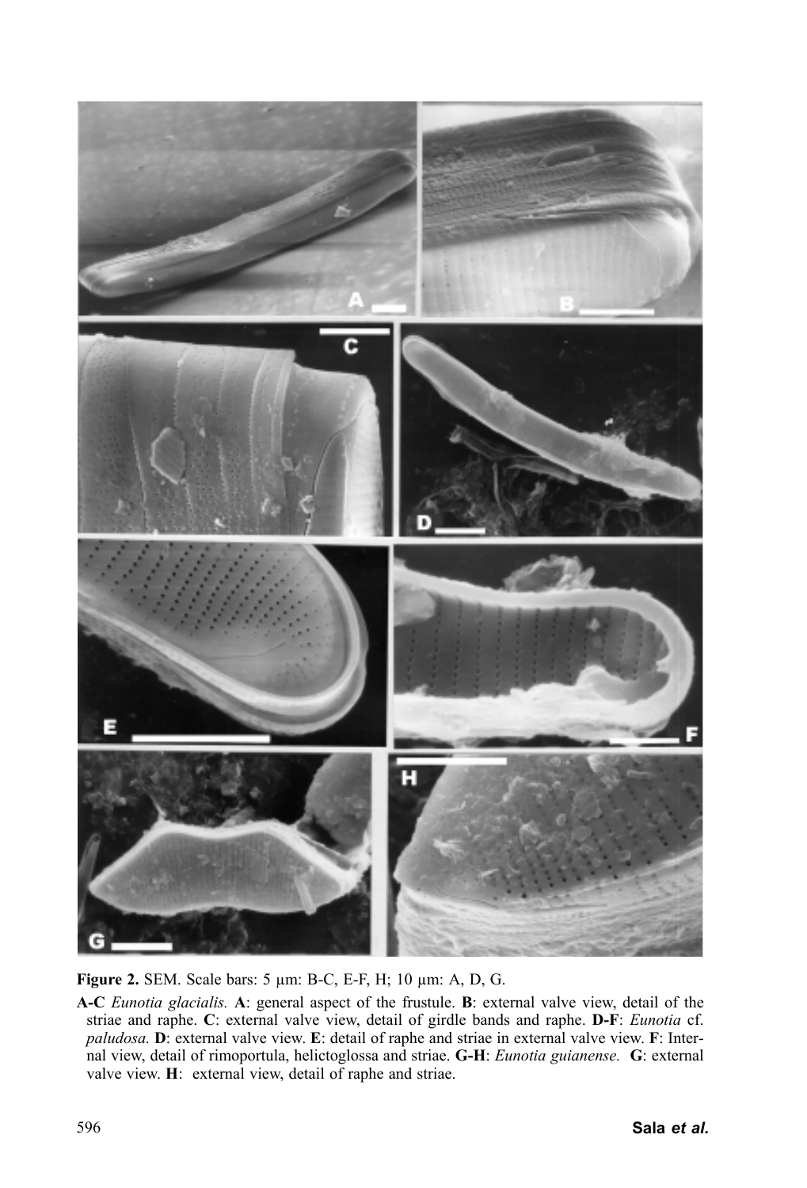**Figure 2.** SEM. Scale bars: 5 µm: B-C, E-F, H; 10 µm: A, D, G.

**A-C** *Eunotia glacialis.* **A**: general aspect of the frustule. **B**: external valve view, detail of the striae and raphe. **C**: external valve view, detail of girdle bands and raphe. **D-F**: *Eunotia* cf. *paludosa.* **D**: external valve view. **E**: detail of raphe and striae in external valve view. **F**: Internal view, detail of rimoportula, helictoglossa and striae. **G-H**: *Eunotia guianense.* **G**: external valve view. **H**: external view, detail of raphe and striae.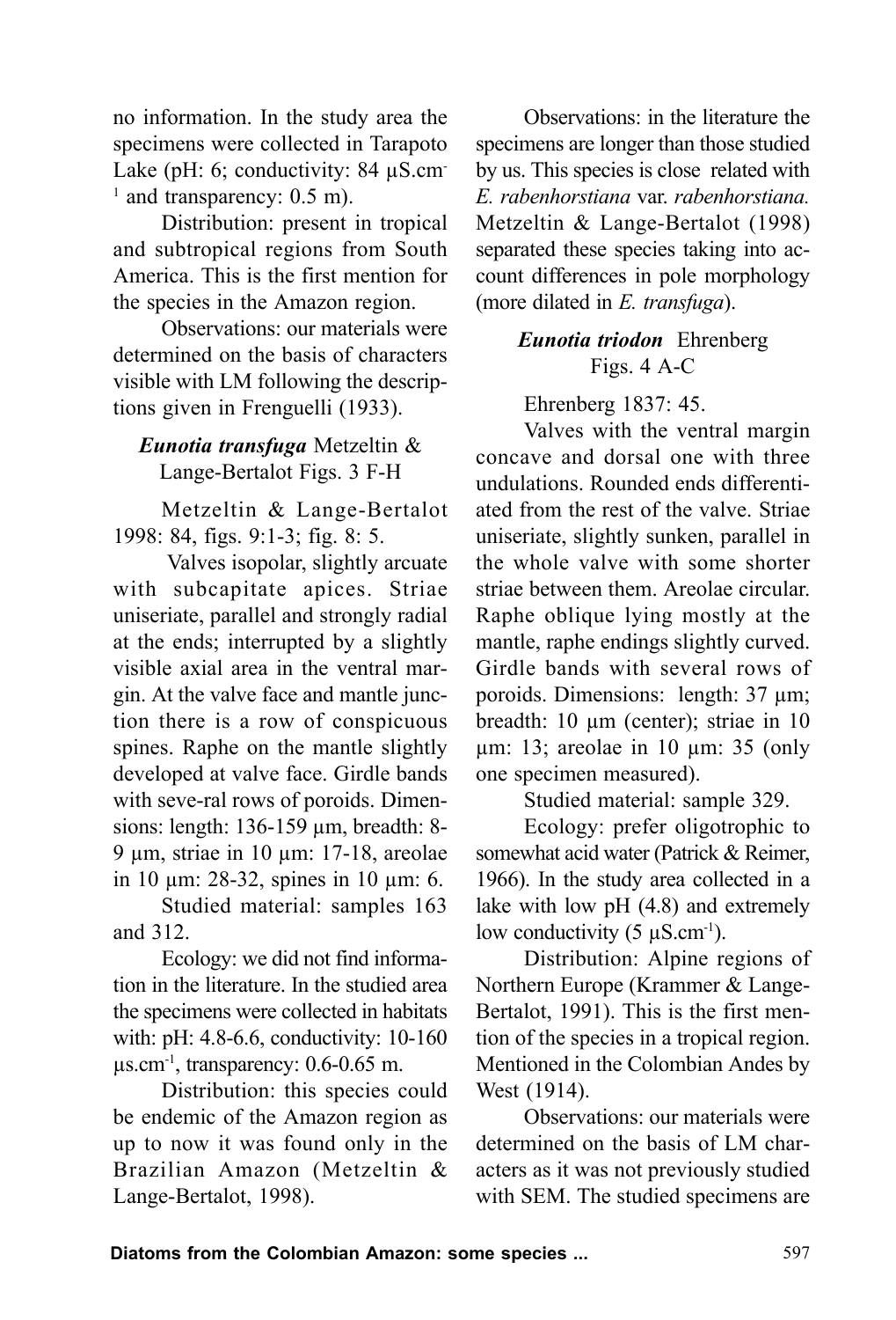no information. In the study area the specimens were collected in Tarapoto Lake (pH: 6; conductivity: 84 µS.cm$^{-1}$ and transparency: 0.5 m).

Distribution: present in tropical and subtropical regions from South America. This is the first mention for the species in the Amazon region.

Observations: our materials were determined on the basis of characters visible with LM following the descriptions given in Frenguelli (1933).

### ***Eunotia transfuga*** Metzeltin & Lange-Bertalot Figs. 3 F-H

Metzeltin & Lange-Bertalot 1998: 84, figs. 9:1-3; fig. 8: 5.

Valves isopolar, slightly arcuate with subcapitate apices. Striae uniseriate, parallel and strongly radial at the ends; interrupted by a slightly visible axial area in the ventral margin. At the valve face and mantle junction there is a row of conspicuous spines. Raphe on the mantle slightly developed at valve face. Girdle bands with seve-ral rows of poroids. Dimensions: length: 136-159 µm, breadth: 8-9 µm, striae in 10 µm: 17-18, areolae in 10 µm: 28-32, spines in 10 µm: 6.

Studied material: samples 163 and 312.

Ecology: we did not find information in the literature. In the studied area the specimens were collected in habitats with: pH: 4.8-6.6, conductivity: 10-160 µs.cm$^{-1}$, transparency: 0.6-0.65 m.

Distribution: this species could be endemic of the Amazon region as up to now it was found only in the Brazilian Amazon (Metzeltin & Lange-Bertalot, 1998).

Observations: in the literature the specimens are longer than those studied by us. This species is close related with *E. rabenhorstiana* var. *rabenhorstiana.* Metzeltin & Lange-Bertalot (1998) separated these species taking into account differences in pole morphology (more dilated in *E. transfuga*).

### ***Eunotia triodon*** Ehrenberg Figs. 4 A-C

Ehrenberg 1837: 45.

Valves with the ventral margin concave and dorsal one with three undulations. Rounded ends differentiated from the rest of the valve. Striae uniseriate, slightly sunken, parallel in the whole valve with some shorter striae between them. Areolae circular. Raphe oblique lying mostly at the mantle, raphe endings slightly curved. Girdle bands with several rows of poroids. Dimensions: length: 37 µm; breadth: 10 µm (center); striae in 10 µm: 13; areolae in 10 µm: 35 (only one specimen measured).

Studied material: sample 329.

Ecology: prefer oligotrophic to somewhat acid water (Patrick & Reimer, 1966). In the study area collected in a lake with low pH (4.8) and extremely low conductivity (5 µS.cm$^{-1}$).

Distribution: Alpine regions of Northern Europe (Krammer & Lange-Bertalot, 1991). This is the first mention of the species in a tropical region. Mentioned in the Colombian Andes by West (1914).

Observations: our materials were determined on the basis of LM characters as it was not previously studied with SEM. The studied specimens are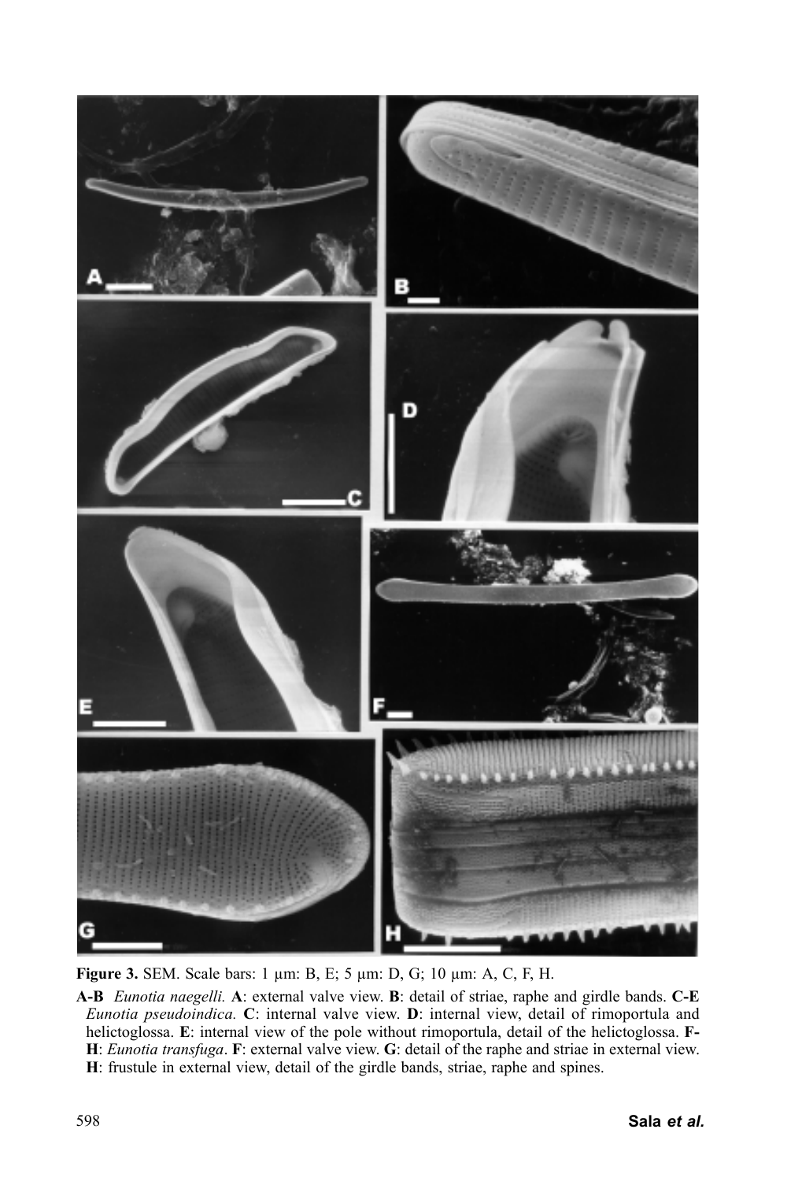**Figure 3.** SEM. Scale bars: 1 µm: B, E; 5 µm: D, G; 10 µm: A, C, F, H.

**A-B** *Eunotia naegelli.* **A**: external valve view. **B**: detail of striae, raphe and girdle bands. **C-E** *Eunotia pseudoindica.* **C**: internal valve view. **D**: internal view, detail of rimoportula and helictoglossa. **E**: internal view of the pole without rimoportula, detail of the helictoglossa. **F-H**: *Eunotia transfuga*. **F**: external valve view. **G**: detail of the raphe and striae in external view. **H**: frustule in external view, detail of the girdle bands, striae, raphe and spines.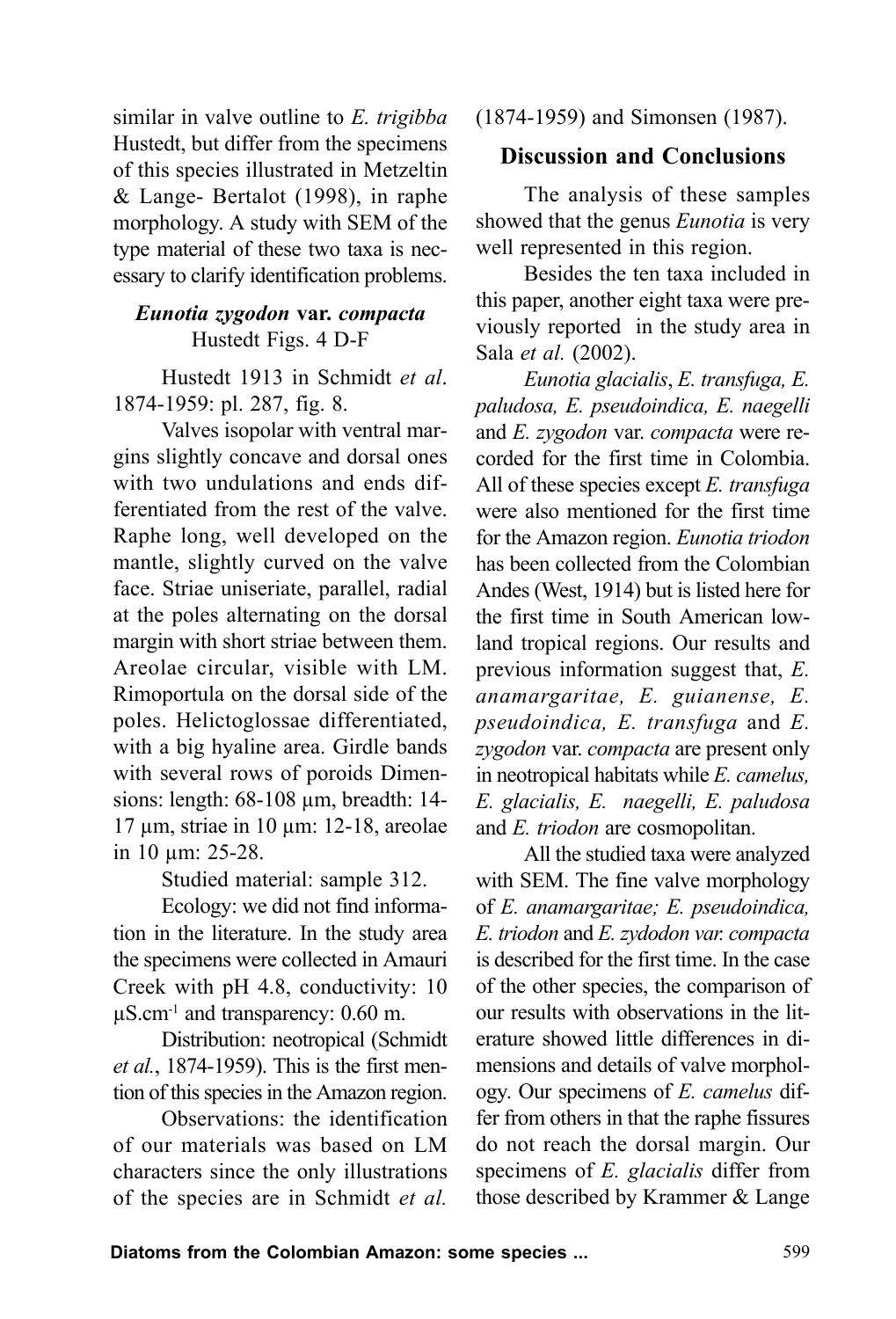similar in valve outline to *E. trigibba* Hustedt, but differ from the specimens of this species illustrated in Metzeltin & Lange- Bertalot (1998), in raphe morphology. A study with SEM of the type material of these two taxa is necessary to clarify identification problems.

### *Eunotia zygodon* var. *compacta* Hustedt Figs. 4 D-F

Hustedt 1913 in Schmidt *et al*. 1874-1959: pl. 287, fig. 8.

Valves isopolar with ventral margins slightly concave and dorsal ones with two undulations and ends differentiated from the rest of the valve. Raphe long, well developed on the mantle, slightly curved on the valve face. Striae uniseriate, parallel, radial at the poles alternating on the dorsal margin with short striae between them. Areolae circular, visible with LM. Rimoportula on the dorsal side of the poles. Helictoglossae differentiated, with a big hyaline area. Girdle bands with several rows of poroids Dimensions: length: 68-108 µm, breadth: 14-17 µm, striae in 10 µm: 12-18, areolae in 10 µm: 25-28.

Studied material: sample 312.

Ecology: we did not find information in the literature. In the study area the specimens were collected in Amauri Creek with pH 4.8, conductivity: 10 $\mu S.cm^{-1}$ and transparency: 0.60 m.

Distribution: neotropical (Schmidt *et al.*, 1874-1959). This is the first mention of this species in the Amazon region.

Observations: the identification of our materials was based on LM characters since the only illustrations of the species are in Schmidt *et al.* (1874-1959) and Simonsen (1987).

## Discussion and Conclusions

The analysis of these samples showed that the genus *Eunotia* is very well represented in this region.

Besides the ten taxa included in this paper, another eight taxa were previously reported in the study area in Sala *et al.* (2002).

*Eunotia glacialis*, *E. transfuga, E. paludosa, E. pseudoindica, E. naegelli* and *E. zygodon* var. *compacta* were recorded for the first time in Colombia. All of these species except *E. transfuga* were also mentioned for the first time for the Amazon region. *Eunotia triodon* has been collected from the Colombian Andes (West, 1914) but is listed here for the first time in South American lowland tropical regions. Our results and previous information suggest that, *E. anamargaritae, E. guianense, E. pseudoindica, E. transfuga* and *E. zygodon* var. *compacta* are present only in neotropical habitats while *E. camelus, E. glacialis, E. naegelli, E. paludosa* and *E. triodon* are cosmopolitan.

All the studied taxa were analyzed with SEM. The fine valve morphology of *E. anamargaritae; E. pseudoindica, E. triodon* and *E. zydodon var. compacta* is described for the first time. In the case of the other species, the comparison of our results with observations in the literature showed little differences in dimensions and details of valve morphology. Our specimens of *E. camelus* differ from others in that the raphe fissures do not reach the dorsal margin. Our specimens of *E. glacialis* differ from those described by Krammer & Lange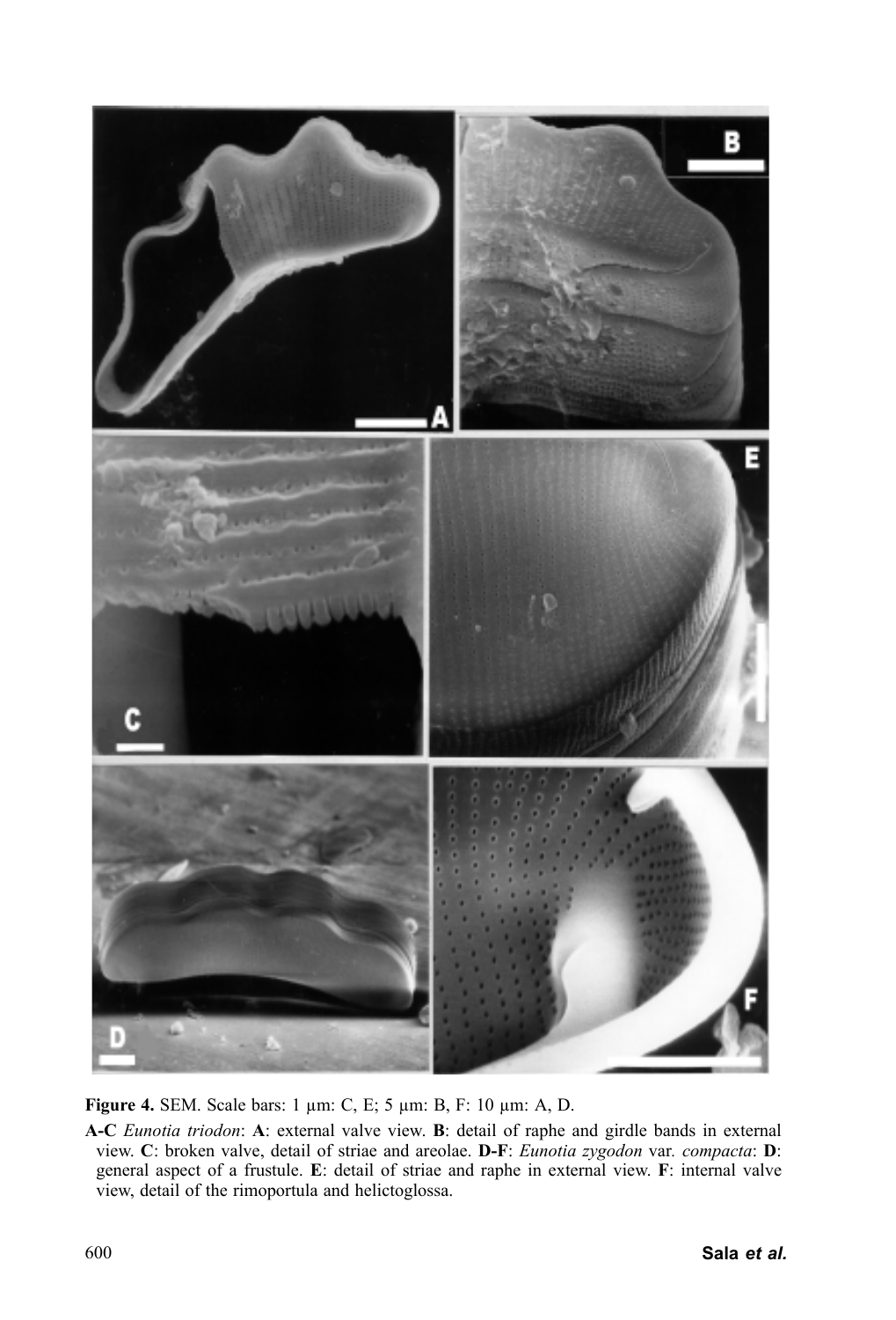**Figure 4.** SEM. Scale bars: 1 µm: C, E; 5 µm: B, F: 10 µm: A, D.

**A-C** *Eunotia triodon*: **A**: external valve view. **B**: detail of raphe and girdle bands in external view. **C**: broken valve, detail of striae and areolae. **D-F**: *Eunotia zygodon* var. *compacta*: **D**: general aspect of a frustule. **E**: detail of striae and raphe in external view. **F**: internal valve view, detail of the rimoportula and helictoglossa.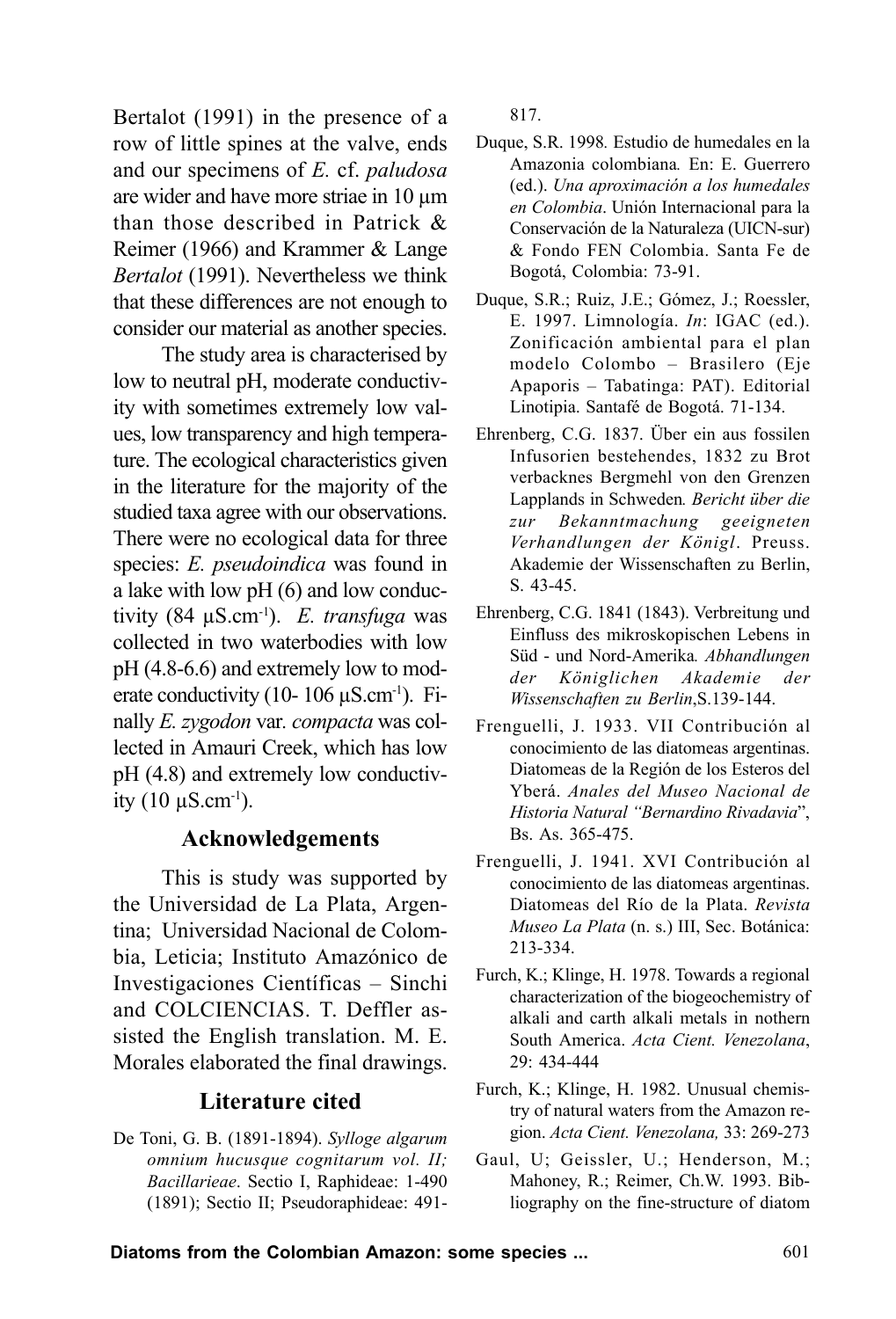Bertalot (1991) in the presence of a row of little spines at the valve, ends and our specimens of *E.* cf. *paludosa* are wider and have more striae in 10 μm than those described in Patrick & Reimer (1966) and Krammer & Lange *Bertalot* (1991). Nevertheless we think that these differences are not enough to consider our material as another species.

The study area is characterised by low to neutral pH, moderate conductivity with sometimes extremely low values, low transparency and high temperature. The ecological characteristics given in the literature for the majority of the studied taxa agree with our observations. There were no ecological data for three species: *E. pseudoindica* was found in a lake with low pH (6) and low conductivity (84 μS.cm$^{-1}$). *E. transfuga* was collected in two waterbodies with low pH (4.8-6.6) and extremely low to moderate conductivity (10- 106 μS.cm$^{-1}$). Finally *E. zygodon* var. *compacta* was collected in Amauri Creek, which has low pH (4.8) and extremely low conductivity (10 μS.cm$^{-1}$).

## Acknowledgements

This is study was supported by the Universidad de La Plata, Argentina; Universidad Nacional de Colombia, Leticia; Instituto Amazónico de Investigaciones Científicas – Sinchi and COLCIENCIAS. T. Deffler assisted the English translation. M. E. Morales elaborated the final drawings.

## Literature cited

De Toni, G. B. (1891-1894). *Sylloge algarum omnium hucusque cognitarum vol. II; Bacillarieae*. Sectio I, Raphideae: 1-490 (1891); Sectio II; Pseudoraphideae: 491-817.

Duque, S.R. 1998. Estudio de humedales en la Amazonia colombiana. En: E. Guerrero (ed.). *Una aproximación a los humedales en Colombia*. Unión Internacional para la Conservación de la Naturaleza (UICN-sur) & Fondo FEN Colombia. Santa Fe de Bogotá, Colombia: 73-91.

Duque, S.R.; Ruiz, J.E.; Gómez, J.; Roessler, E. 1997. Limnología. *In*: IGAC (ed.). Zonificación ambiental para el plan modelo Colombo – Brasilero (Eje Apaporis – Tabatinga: PAT). Editorial Linotipia. Santafé de Bogotá. 71-134.

Ehrenberg, C.G. 1837. Über ein aus fossilen Infusorien bestehendes, 1832 zu Brot verbacknes Bergmehl von den Grenzen Lapplands in Schweden. *Bericht über die zur Bekanntmachung geeigneten Verhandlungen der Königl*. Preuss. Akademie der Wissenschaften zu Berlin, S. 43-45.

Ehrenberg, C.G. 1841 (1843). Verbreitung und Einfluss des mikroskopischen Lebens in Süd - und Nord-Amerika. *Abhandlungen der Königlichen Akademie der Wissenschaften zu Berlin*,S.139-144.

Frenguelli, J. 1933. VII Contribución al conocimiento de las diatomeas argentinas. Diatomeas de la Región de los Esteros del Yberá. *Anales del Museo Nacional de Historia Natural "Bernardino Rivadavia*", Bs. As. 365-475.

Frenguelli, J. 1941. XVI Contribución al conocimiento de las diatomeas argentinas. Diatomeas del Río de la Plata. *Revista Museo La Plata* (n. s.) III, Sec. Botánica: 213-334.

Furch, K.; Klinge, H. 1978. Towards a regional characterization of the biogeochemistry of alkali and carth alkali metals in nothern South America. *Acta Cient. Venezolana*, 29: 434-444

Furch, K.; Klinge, H. 1982. Unusual chemistry of natural waters from the Amazon region. *Acta Cient. Venezolana,* 33: 269-273

Gaul, U; Geissler, U.; Henderson, M.; Mahoney, R.; Reimer, Ch.W. 1993. Bibliography on the fine-structure of diatom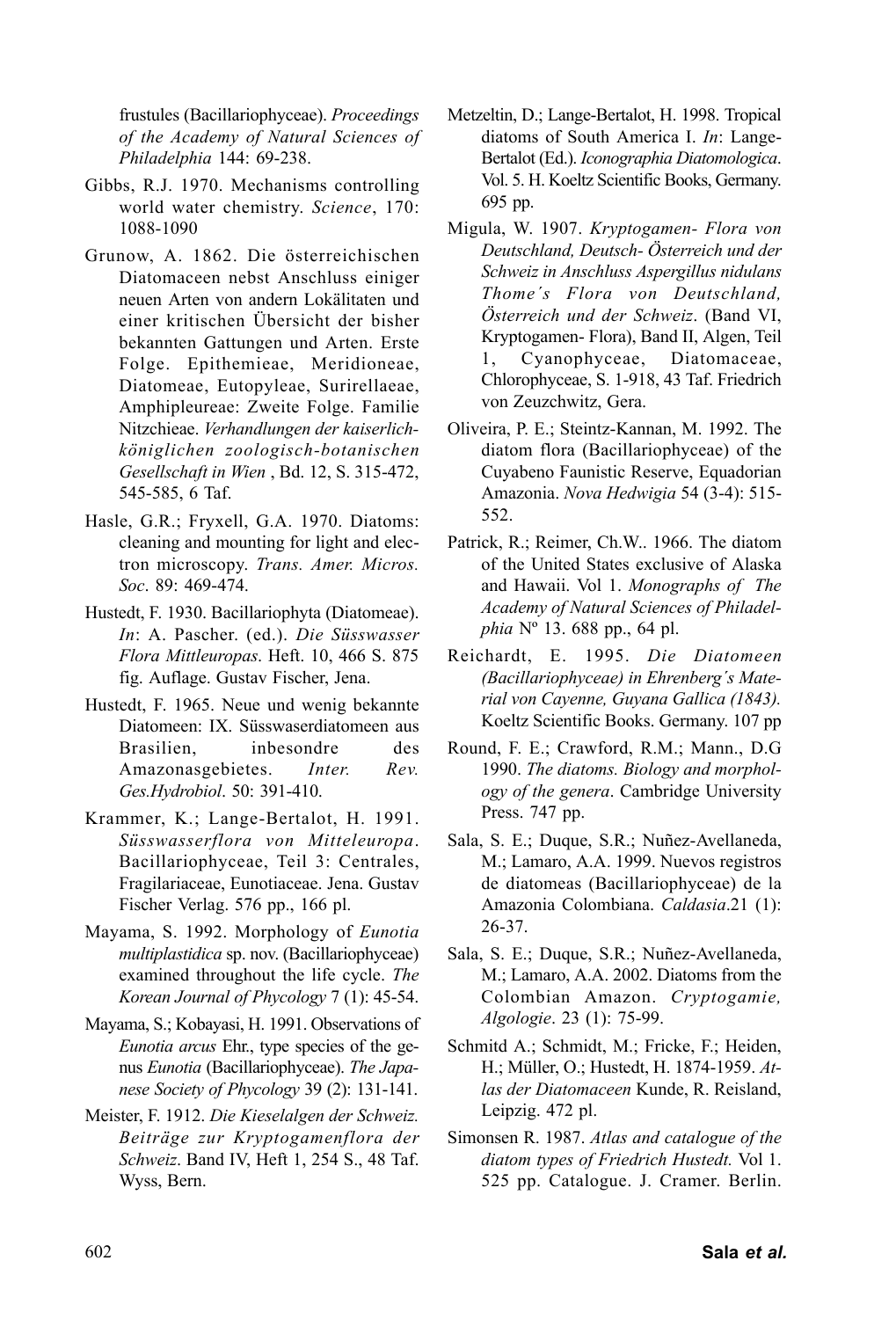frustules (Bacillariophyceae). *Proceedings of the Academy of Natural Sciences of Philadelphia* 144: 69-238.

Gibbs, R.J. 1970. Mechanisms controlling world water chemistry. *Science*, 170: 1088-1090

Grunow, A. 1862. Die österreichischen Diatomaceen nebst Anschluss einiger neuen Arten von andern Lokälitaten und einer kritischen Übersicht der bisher bekannten Gattungen und Arten. Erste Folge. Epithemieae, Meridioneae, Diatomeae, Eutopyleae, Surirellaeae, Amphipleureae: Zweite Folge. Familie Nitzchieae. *Verhandlungen der kaiserlich-königlichen zoologisch-botanischen Gesellschaft in Wien* , Bd. 12, S. 315-472, 545-585, 6 Taf.

Hasle, G.R.; Fryxell, G.A. 1970. Diatoms: cleaning and mounting for light and electron microscopy. *Trans. Amer. Micros. Soc*. 89: 469-474.

Hustedt, F. 1930. Bacillariophyta (Diatomeae). *In*: A. Pascher. (ed.). *Die Süsswasser Flora Mittleuropas*. Heft. 10, 466 S. 875 fig. Auflage. Gustav Fischer, Jena.

Hustedt, F. 1965. Neue und wenig bekannte Diatomeen: IX. Süsswaserdiatomeen aus Brasilien, inbesondre des Amazonasgebietes. *Inter. Rev. Ges.Hydrobiol*. 50: 391-410.

Krammer, K.; Lange-Bertalot, H. 1991. *Süsswasserflora von Mitteleuropa*. Bacillariophyceae, Teil 3: Centrales, Fragilariaceae, Eunotiaceae. Jena. Gustav Fischer Verlag. 576 pp., 166 pl.

Mayama, S. 1992. Morphology of *Eunotia multiplastidica* sp. nov. (Bacillariophyceae) examined throughout the life cycle. *The Korean Journal of Phycology* 7 (1): 45-54.

Mayama, S.; Kobayasi, H. 1991. Observations of *Eunotia arcus* Ehr., type species of the genus *Eunotia* (Bacillariophyceae). *The Japanese Society of Phycology* 39 (2): 131-141.

Meister, F. 1912. *Die Kieselalgen der Schweiz. Beiträge zur Kryptogamenflora der Schweiz*. Band IV, Heft 1, 254 S., 48 Taf. Wyss, Bern.

Metzeltin, D.; Lange-Bertalot, H. 1998. Tropical diatoms of South America I. *In*: Lange-Bertalot (Ed.). *Iconographia Diatomologica*. Vol. 5. H. Koeltz Scientific Books, Germany. 695 pp.

Migula, W. 1907. *Kryptogamen- Flora von Deutschland, Deutsch- Österreich und der Schweiz in Anschluss Aspergillus nidulans Thome´s Flora von Deutschland, Österreich und der Schweiz*. (Band VI, Kryptogamen- Flora), Band II, Algen, Teil 1, Cyanophyceae, Diatomaceae, Chlorophyceae, S. 1-918, 43 Taf. Friedrich von Zeuzchwitz, Gera.

Oliveira, P. E.; Steintz-Kannan, M. 1992. The diatom flora (Bacillariophyceae) of the Cuyabeno Faunistic Reserve, Equadorian Amazonia. *Nova Hedwigia* 54 (3-4): 515-552.

Patrick, R.; Reimer, Ch.W.. 1966. The diatom of the United States exclusive of Alaska and Hawaii. Vol 1. *Monographs of The Academy of Natural Sciences of Philadelphia* Nº 13. 688 pp., 64 pl.

Reichardt, E. 1995. *Die Diatomeen (Bacillariophyceae) in Ehrenberg´s Material von Cayenne, Guyana Gallica (1843).* Koeltz Scientific Books. Germany. 107 pp

Round, F. E.; Crawford, R.M.; Mann., D.G 1990. *The diatoms. Biology and morphology of the genera*. Cambridge University Press. 747 pp.

Sala, S. E.; Duque, S.R.; Nuñez-Avellaneda, M.; Lamaro, A.A. 1999. Nuevos registros de diatomeas (Bacillariophyceae) de la Amazonia Colombiana. *Caldasia*.21 (1): 26-37.

Sala, S. E.; Duque, S.R.; Nuñez-Avellaneda, M.; Lamaro, A.A. 2002. Diatoms from the Colombian Amazon. *Cryptogamie, Algologie*. 23 (1): 75-99.

Schmitd A.; Schmidt, M.; Fricke, F.; Heiden, H.; Müller, O.; Hustedt, H. 1874-1959. *Atlas der Diatomaceen* Kunde, R. Reisland, Leipzig. 472 pl.

Simonsen R. 1987. *Atlas and catalogue of the diatom types of Friedrich Hustedt.* Vol 1. 525 pp. Catalogue. J. Cramer. Berlin.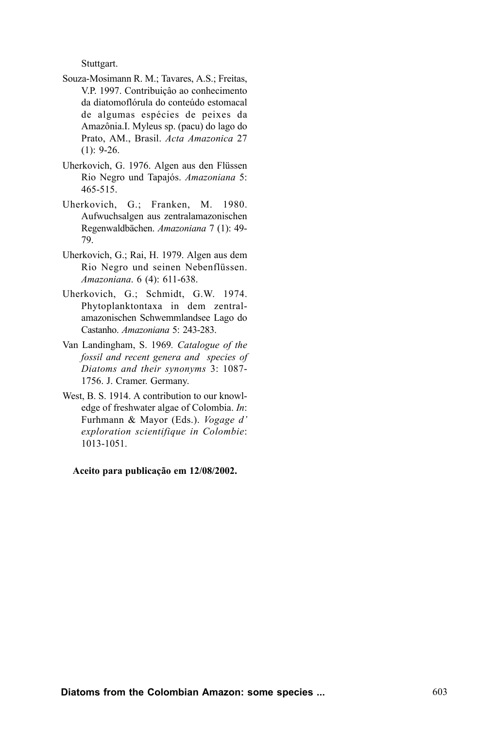Stuttgart.

Souza-Mosimann R. M.; Tavares, A.S.; Freitas, V.P. 1997. Contribuiçâo ao conhecimento da diatomoflórula do conteúdo estomacal de algumas espécies de peixes da Amazônia.I. Myleus sp. (pacu) do lago do Prato, AM., Brasil. *Acta Amazonica* 27 (1): 9-26.

Uherkovich, G. 1976. Algen aus den Flüssen Rio Negro und Tapajós. *Amazoniana* 5: 465-515.

Uherkovich, G.; Franken, M. 1980. Aufwuchsalgen aus zentralamazonischen Regenwaldbächen. *Amazoniana* 7 (1): 49-79.

Uherkovich, G.; Rai, H. 1979. Algen aus dem Rio Negro und seinen Nebenflüssen. *Amazoniana*. 6 (4): 611-638.

Uherkovich, G.; Schmidt, G.W. 1974. Phytoplanktontaxa in dem zentral-amazonischen Schwemmlandsee Lago do Castanho. *Amazoniana* 5: 243-283.

Van Landingham, S. 1969. *Catalogue of the fossil and recent genera and species of Diatoms and their synonyms* 3: 1087-1756. J. Cramer. Germany.

West, B. S. 1914. A contribution to our knowledge of freshwater algae of Colombia. *In*: Furhmann & Mayor (Eds.). *Vogage d' exploration scientifique in Colombie*: 1013-1051.

**Aceito para publicação em 12/08/2002.**